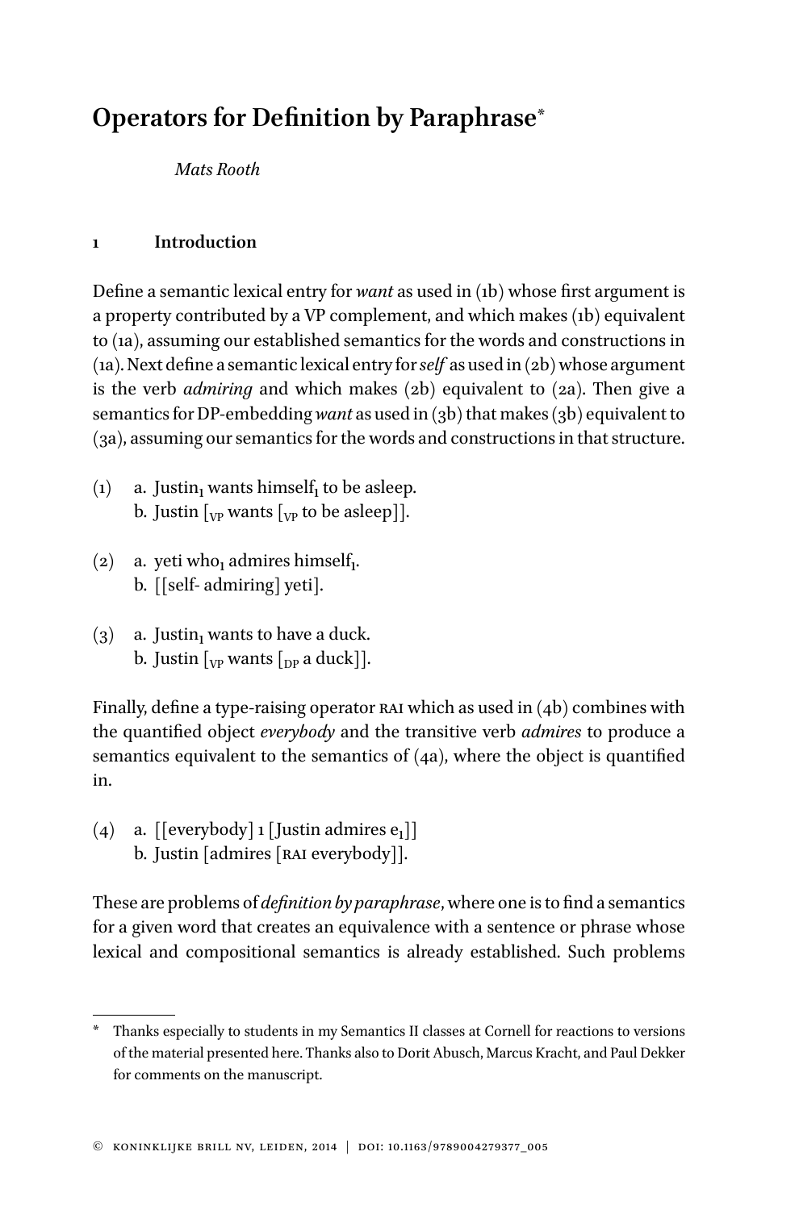# Operators for Definition by Paraphrase*

*Mats Rooth*

## 1 Introduction

Define a semantic lexical entry for *want* as used in (1b) whose first argument is a property contributed by a VP complement, and which makes (1b) equivalent to (1a), assuming our established semantics for the words and constructions in (1a). Next define a semantic lexical entry for *self* as used in (2b) whose argument is the verb *admiring* and which makes (2b) equivalent to (2a). Then give a semantics for DP-embedding *want* as used in (3b) that makes (3b) equivalent to (3a), assuming our semantics for the words and constructions in that structure.

(1) a. Justin$_1$ wants himself$_1$ to be asleep.
 b. Justin [$_{VP}$ wants [$_{VP}$ to be asleep]].

(2) a. yeti who$_1$ admires himself$_1$.
 b. [[self- admiring] yeti].

(3) a. Justin$_1$ wants to have a duck.
 b. Justin [$_{VP}$ wants [$_{DP}$ a duck]].

Finally, define a type-raising operator RAI which as used in (4b) combines with the quantified object *everybody* and the transitive verb *admires* to produce a semantics equivalent to the semantics of (4a), where the object is quantified in.

(4) a. [[everybody] 1 [Justin admires e$_1$]]
 b. Justin [admires [RAI everybody]].

These are problems of *definition by paraphrase*, where one is to find a semantics for a given word that creates an equivalence with a sentence or phrase whose lexical and compositional semantics is already established. Such problems

---

* Thanks especially to students in my Semantics II classes at Cornell for reactions to versions of the material presented here. Thanks also to Dorit Abusch, Marcus Kracht, and Paul Dekker for comments on the manuscript.

© KONINKLIJKE BRILL NV, LEIDEN, 2014 | DOI: 10.1163/9789004279377_005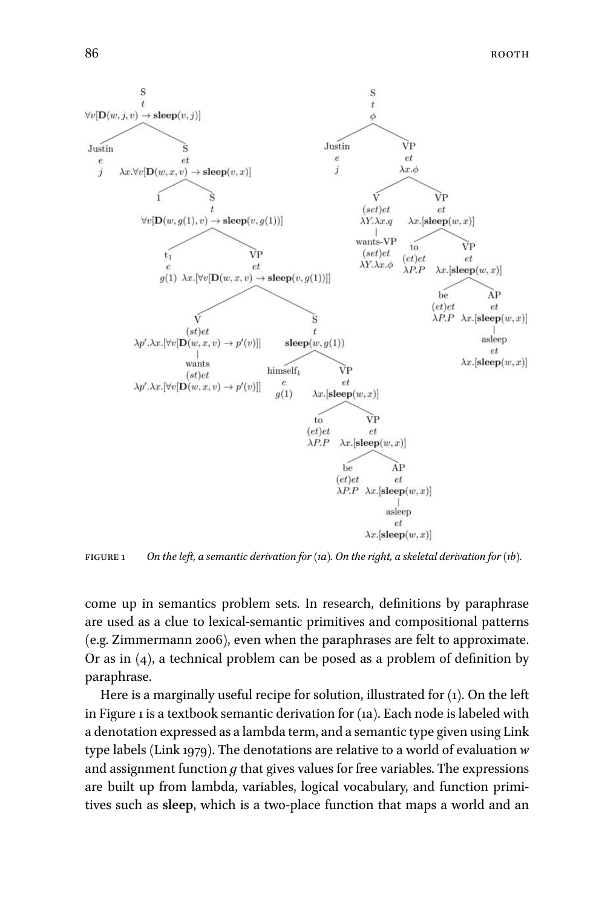FIGURE 1 *On the left, a semantic derivation for (1a). On the right, a skeletal derivation for (1b).*

come up in semantics problem sets. In research, definitions by paraphrase are used as a clue to lexical-semantic primitives and compositional patterns (e.g. Zimmermann 2006), even when the paraphrases are felt to approximate. Or as in (4), a technical problem can be posed as a problem of definition by paraphrase.

Here is a marginally useful recipe for solution, illustrated for (1). On the left in Figure 1 is a textbook semantic derivation for (1a). Each node is labeled with a denotation expressed as a lambda term, and a semantic type given using Link type labels (Link 1979). The denotations are relative to a world of evaluation $w$ and assignment function $g$ that gives values for free variables. The expressions are built up from lambda, variables, logical vocabulary, and function primitives such as **sleep**, which is a two-place function that maps a world and an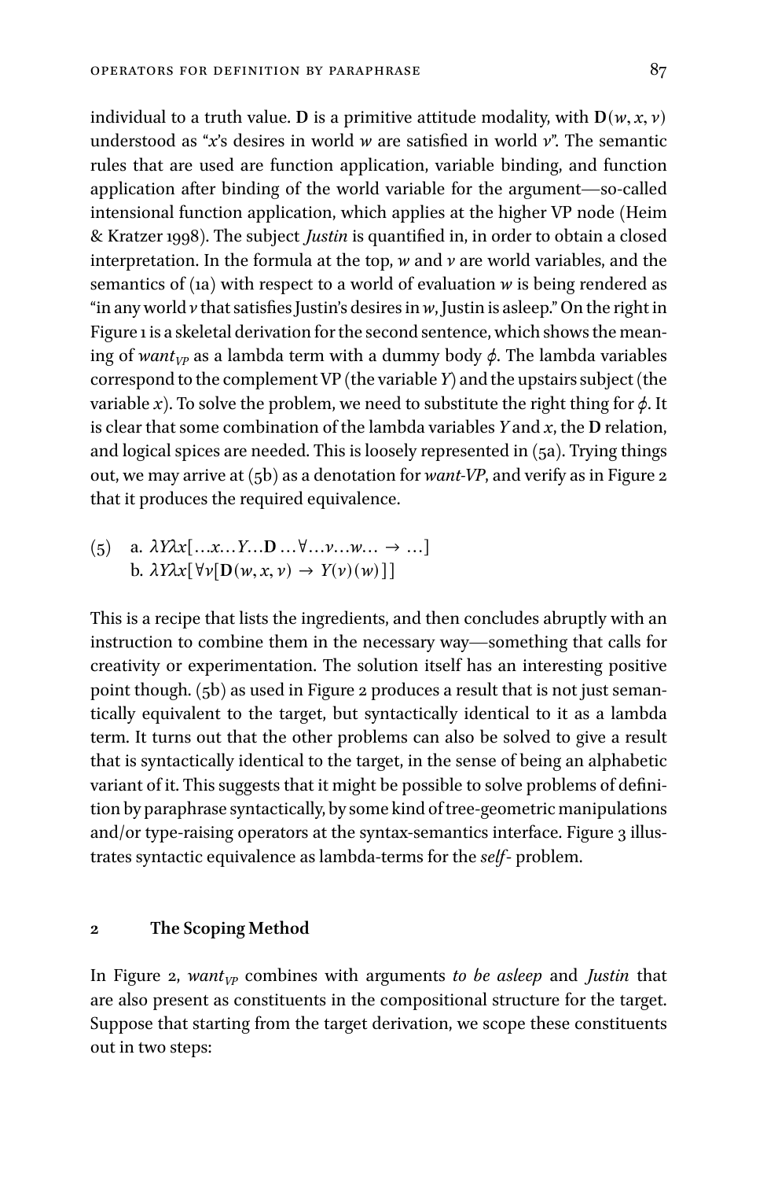individual to a truth value. **D** is a primitive attitude modality, with $\mathbf{D}(w, x, v)$ understood as "*x*'s desires in world *w* are satisfied in world *v*". The semantic rules that are used are function application, variable binding, and function application after binding of the world variable for the argument—so-called intensional function application, which applies at the higher VP node (Heim & Kratzer 1998). The subject *Justin* is quantified in, in order to obtain a closed interpretation. In the formula at the top, *w* and *v* are world variables, and the semantics of (1a) with respect to a world of evaluation *w* is being rendered as "in any world *v* that satisfies Justin's desires in *w*, Justin is asleep." On the right in Figure 1 is a skeletal derivation for the second sentence, which shows the meaning of $want_{VP}$ as a lambda term with a dummy body $\phi$. The lambda variables correspond to the complement VP (the variable *Y*) and the upstairs subject (the variable *x*). To solve the problem, we need to substitute the right thing for $\phi$. It is clear that some combination of the lambda variables *Y* and *x*, the **D** relation, and logical spices are needed. This is loosely represented in (5a). Trying things out, we may arrive at (5b) as a denotation for *want-VP*, and verify as in Figure 2 that it produces the required equivalence.

(5) a. $\lambda Y \lambda x[\ldots x \ldots Y \ldots \mathbf{D} \ldots \forall \ldots v \ldots w \ldots \rightarrow \ldots]$
b. $\lambda Y \lambda x[\forall v[\mathbf{D}(w, x, v) \rightarrow Y(v)(w)]]$

This is a recipe that lists the ingredients, and then concludes abruptly with an instruction to combine them in the necessary way—something that calls for creativity or experimentation. The solution itself has an interesting positive point though. (5b) as used in Figure 2 produces a result that is not just semantically equivalent to the target, but syntactically identical to it as a lambda term. It turns out that the other problems can also be solved to give a result that is syntactically identical to the target, in the sense of being an alphabetic variant of it. This suggests that it might be possible to solve problems of definition by paraphrase syntactically, by some kind of tree-geometric manipulations and/or type-raising operators at the syntax-semantics interface. Figure 3 illustrates syntactic equivalence as lambda-terms for the *self*- problem.

## 2 The Scoping Method

In Figure 2, $want_{VP}$ combines with arguments *to be asleep* and *Justin* that are also present as constituents in the compositional structure for the target. Suppose that starting from the target derivation, we scope these constituents out in two steps: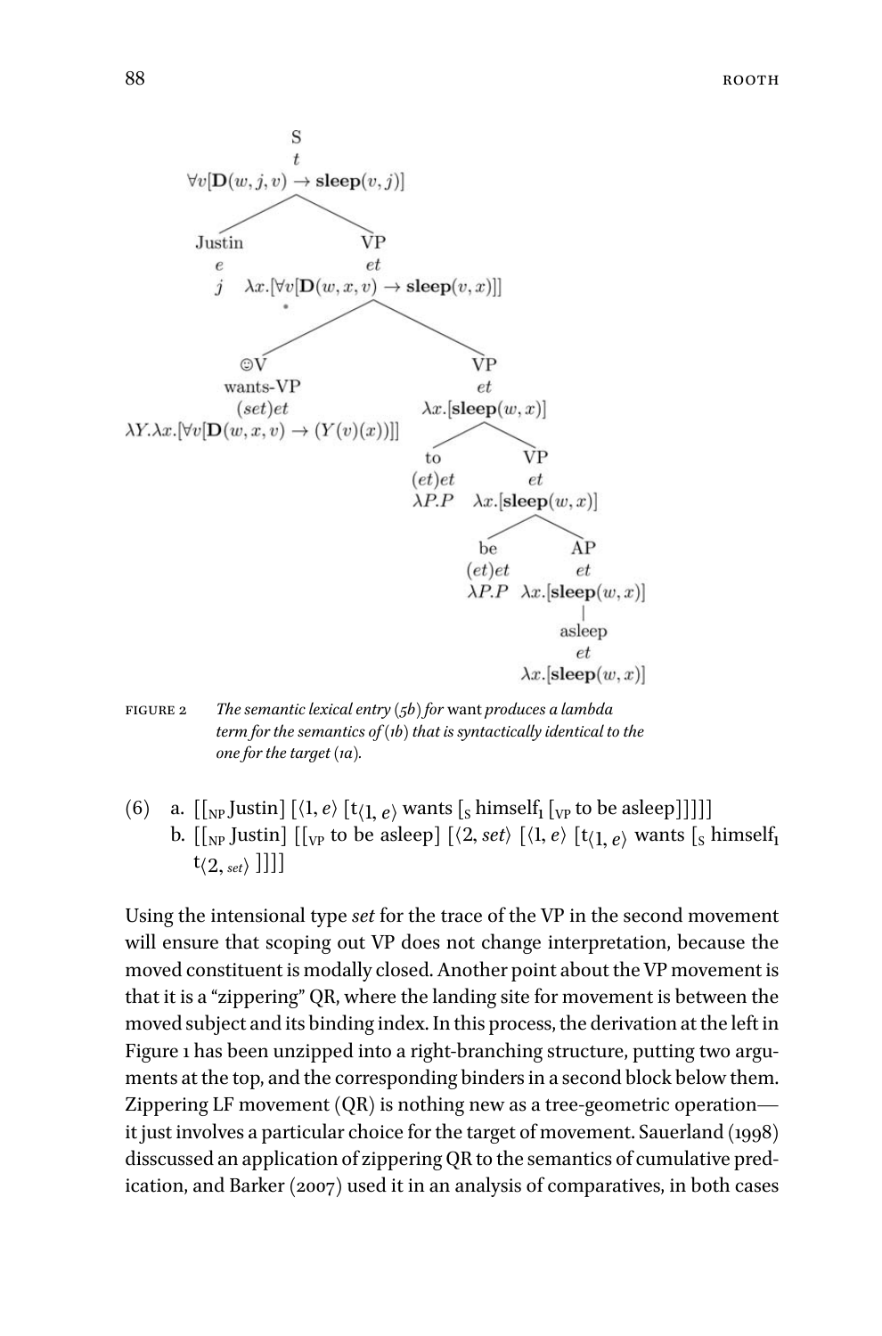- S, $t$, $\forall v[\mathbf{D}(w,j,v) \rightarrow \mathbf{sleep}(v,j)]$
  - Justin, $e$, $j$
  - VP, $et$, $\lambda x.[\forall v[\mathbf{D}(w,x,v) \rightarrow \mathbf{sleep}(v,x)]]$ $*$
    - ☺V, wants-VP, $(set)et$, $\lambda Y.\lambda x.[\forall v[\mathbf{D}(w,x,v) \rightarrow (Y(v)(x))]]$
    - VP, $et$, $\lambda x.[\mathbf{sleep}(w,x)]$
      - to, $(et)et$, $\lambda P.P$
      - VP, $et$, $\lambda x.[\mathbf{sleep}(w,x)]$
        - be, $(et)et$, $\lambda P.P$
        - AP, $et$, $\lambda x.[\mathbf{sleep}(w,x)]$
          - asleep, $et$, $\lambda x.[\mathbf{sleep}(w,x)]$

FIGURE 2 *The semantic lexical entry (5b) for* want *produces a lambda term for the semantics of (1b) that is syntactically identical to the one for the target (1a).*

(6) a. $[[_{\text{NP}}$ Justin$]$ $[\langle 1, e\rangle$ $[\text{t}_{\langle 1, e\rangle}$ wants $[_{\text{S}}$ himself$_1$ $[_{\text{VP}}$ to be asleep$]]]]]$

b. $[[_{\text{NP}}$ Justin$]$ $[[_{\text{VP}}$ to be asleep$]$ $[\langle 2, set\rangle$ $[\langle 1, e\rangle$ $[\text{t}_{\langle 1, e\rangle}$ wants $[_{\text{S}}$ himself$_1$ $\text{t}_{\langle 2, set\rangle}$ $]]]]$

Using the intensional type *set* for the trace of the VP in the second movement will ensure that scoping out VP does not change interpretation, because the moved constituent is modally closed. Another point about the VP movement is that it is a "zippering" QR, where the landing site for movement is between the moved subject and its binding index. In this process, the derivation at the left in Figure 1 has been unzipped into a right-branching structure, putting two arguments at the top, and the corresponding binders in a second block below them. Zippering LF movement (QR) is nothing new as a tree-geometric operation—it just involves a particular choice for the target of movement. Sauerland (1998) disscussed an application of zippering QR to the semantics of cumulative predication, and Barker (2007) used it in an analysis of comparatives, in both cases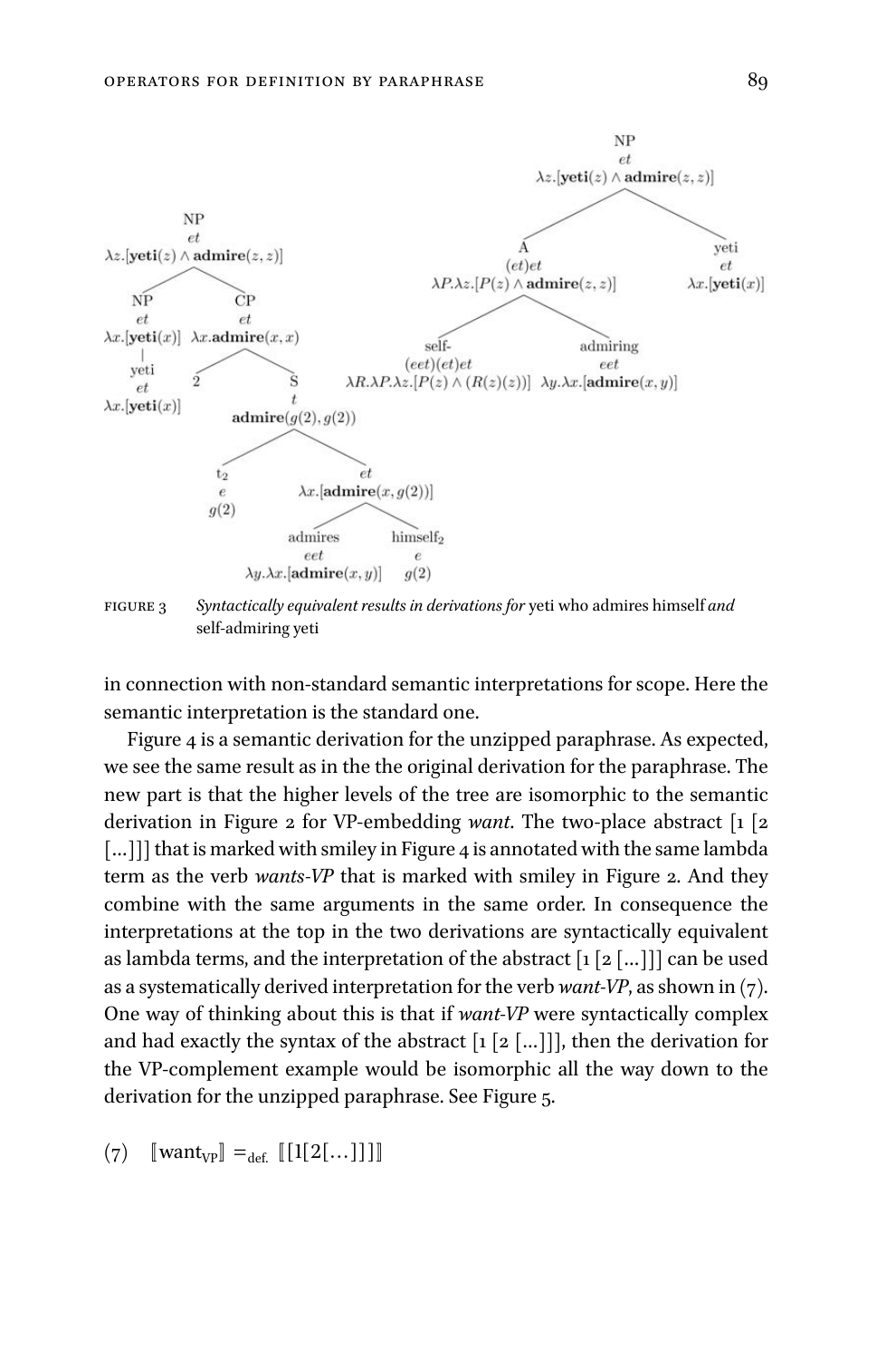FIGURE 3 *Syntactically equivalent results in derivations for* yeti who admires himself *and* self-admiring yeti

in connection with non-standard semantic interpretations for scope. Here the semantic interpretation is the standard one.

Figure 4 is a semantic derivation for the unzipped paraphrase. As expected, we see the same result as in the the original derivation for the paraphrase. The new part is that the higher levels of the tree are isomorphic to the semantic derivation in Figure 2 for VP-embedding *want*. The two-place abstract [1 [2 [...]]] that is marked with smiley in Figure 4 is annotated with the same lambda term as the verb *wants-VP* that is marked with smiley in Figure 2. And they combine with the same arguments in the same order. In consequence the interpretations at the top in the two derivations are syntactically equivalent as lambda terms, and the interpretation of the abstract [1 [2 [...]]] can be used as a systematically derived interpretation for the verb *want-VP*, as shown in (7). One way of thinking about this is that if *want-VP* were syntactically complex and had exactly the syntax of the abstract [1 [2 [...]]], then the derivation for the VP-complement example would be isomorphic all the way down to the derivation for the unzipped paraphrase. See Figure 5.

(7) $[\![\text{want}_{\text{VP}}]\!] =_{\text{def.}} [\![[1[2[\ldots]]]]\!]$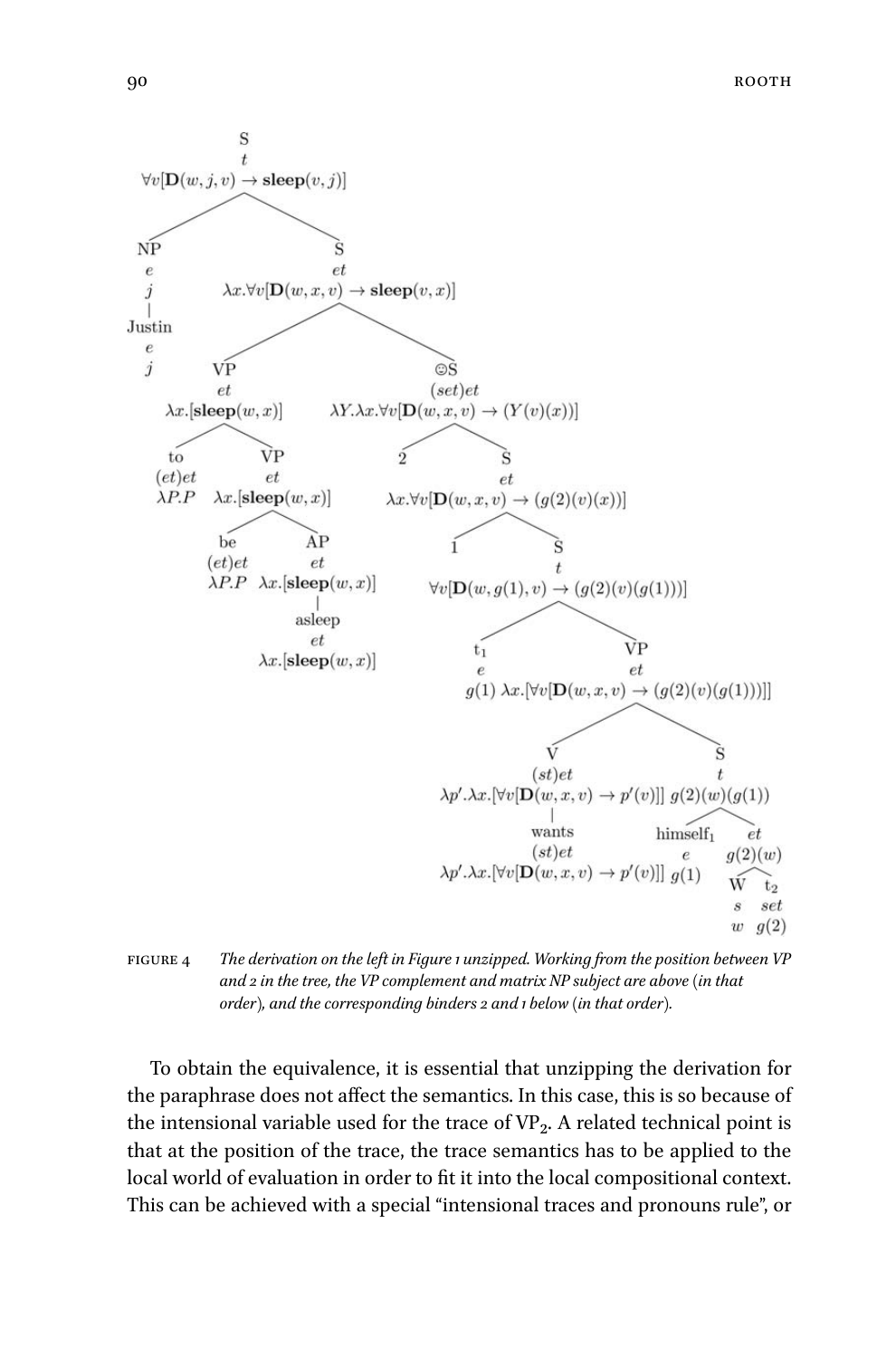- S, $t$, $\forall v[\mathbf{D}(w, j, v) \rightarrow \mathbf{sleep}(v, j)]$
  - NP, $e$, $j$
    - Justin, $e$, $j$
  - S, $et$, $\lambda x.\forall v[\mathbf{D}(w, x, v) \rightarrow \mathbf{sleep}(v, x)]$
    - VP, $et$, $\lambda x.[\mathbf{sleep}(w, x)]$
      - to, $(et)et$, $\lambda P.P$
      - VP, $et$, $\lambda x.[\mathbf{sleep}(w, x)]$
        - be, $(et)et$, $\lambda P.P$
        - AP, $et$, $\lambda x.[\mathbf{sleep}(w, x)]$
          - asleep, $et$, $\lambda x.[\mathbf{sleep}(w, x)]$
    - ☺S, $(set)et$, $\lambda Y.\lambda x.\forall v[\mathbf{D}(w, x, v) \rightarrow (Y(v)(x))]$
      - 2
      - S, $et$, $\lambda x.\forall v[\mathbf{D}(w, x, v) \rightarrow (g(2)(v)(x))]$
        - 1
        - S, $t$, $\forall v[\mathbf{D}(w, g(1), v) \rightarrow (g(2)(v)(g(1)))]$
          - $t_1$, $e$, $g(1)$
          - VP, $et$, $\lambda x.[\forall v[\mathbf{D}(w, x, v) \rightarrow (g(2)(v)(g(1)))]]$
            - V, $(st)et$, $\lambda p'.\lambda x.[\forall v[\mathbf{D}(w, x, v) \rightarrow p'(v)]]$
              - wants, $(st)et$, $\lambda p'.\lambda x.[\forall v[\mathbf{D}(w, x, v) \rightarrow p'(v)]]$
            - S, $t$, $g(2)(w)(g(1))$
              - himself$_1$, $e$, $g(1)$
              - $et$, $g(2)(w)$
                - W, $s$, $w$
                - $t_2$, $set$, $g(2)$

FIGURE 4 *The derivation on the left in Figure 1 unzipped. Working from the position between VP and 2 in the tree, the VP complement and matrix NP subject are above (in that order), and the corresponding binders 2 and 1 below (in that order).*

To obtain the equivalence, it is essential that unzipping the derivation for the paraphrase does not affect the semantics. In this case, this is so because of the intensional variable used for the trace of $\text{VP}_2$. A related technical point is that at the position of the trace, the trace semantics has to be applied to the local world of evaluation in order to fit it into the local compositional context. This can be achieved with a special "intensional traces and pronouns rule", or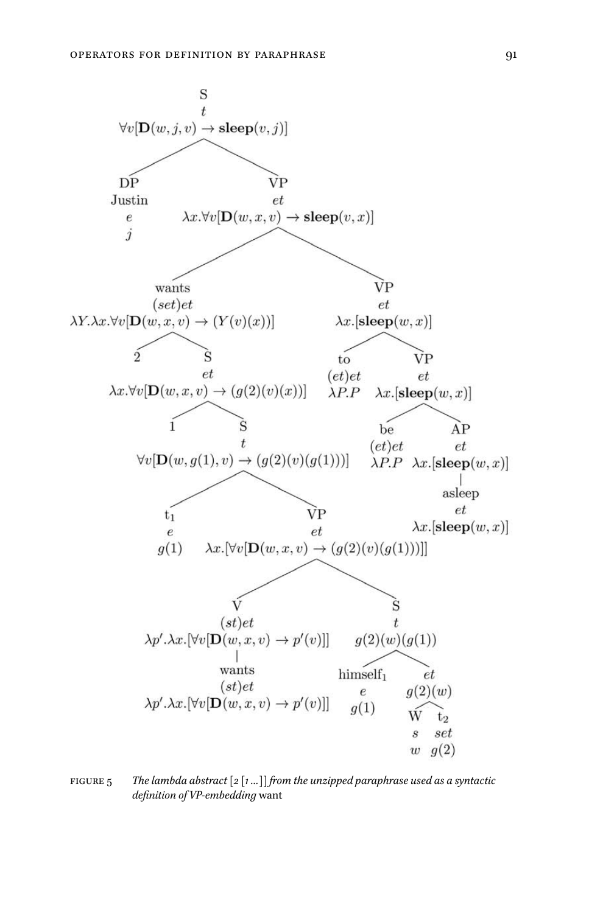- S, $t$, $\forall v[\mathbf{D}(w,j,v) \rightarrow \mathbf{sleep}(v,j)]$
  - DP, Justin, $e$, $j$
  - VP, $et$, $\lambda x.\forall v[\mathbf{D}(w,x,v) \rightarrow \mathbf{sleep}(v,x)]$
    - wants, $(set)et$, $\lambda Y.\lambda x.\forall v[\mathbf{D}(w,x,v) \rightarrow (Y(v)(x))]$
      - 2
      - S, $et$, $\lambda x.\forall v[\mathbf{D}(w,x,v) \rightarrow (g(2)(v)(x))]$
        - 1
        - S, $t$, $\forall v[\mathbf{D}(w,g(1),v) \rightarrow (g(2)(v)(g(1)))]$
          - $\text{t}_1$, $e$, $g(1)$
          - VP, $et$, $\lambda x.[\forall v[\mathbf{D}(w,x,v) \rightarrow (g(2)(v)(g(1)))]]$
            - V, $(st)et$, $\lambda p'.\lambda x.[\forall v[\mathbf{D}(w,x,v) \rightarrow p'(v)]]$
              - wants, $(st)et$, $\lambda p'.\lambda x.[\forall v[\mathbf{D}(w,x,v) \rightarrow p'(v)]]$
            - S, $t$, $g(2)(w)(g(1))$
              - $\text{himself}_1$, $e$, $g(1)$
              - $et$, $g(2)(w)$
                - W, $s$, $w$
                - $\text{t}_2$, $set$, $g(2)$
    - VP, $et$, $\lambda x.[\mathbf{sleep}(w,x)]$
      - to, $(et)et$, $\lambda P.P$
      - VP, $et$, $\lambda x.[\mathbf{sleep}(w,x)]$
        - be, $(et)et$, $\lambda P.P$
        - AP, $et$, $\lambda x.[\mathbf{sleep}(w,x)]$
          - asleep, $et$, $\lambda x.[\mathbf{sleep}(w,x)]$

FIGURE 5 *The lambda abstract [2 [1 ...]] from the unzipped paraphrase used as a syntactic definition of VP-embedding* want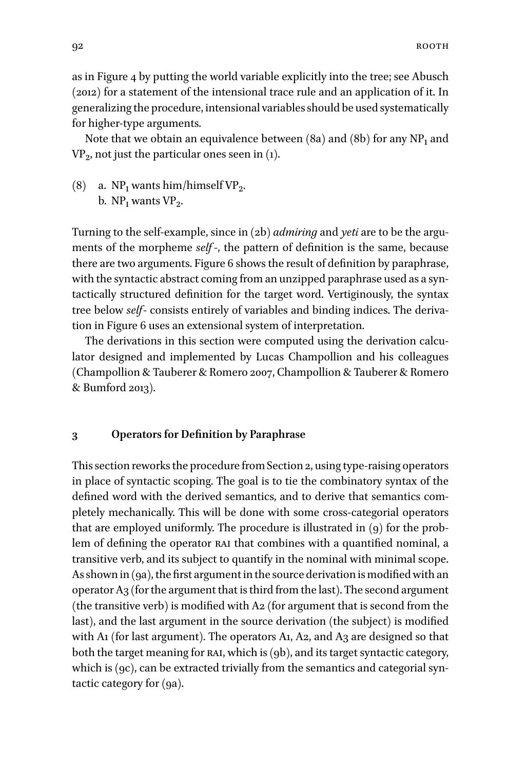as in Figure 4 by putting the world variable explicitly into the tree; see Abusch (2012) for a statement of the intensional trace rule and an application of it. In generalizing the procedure, intensional variables should be used systematically for higher-type arguments.

Note that we obtain an equivalence between (8a) and (8b) for any $NP_1$ and $VP_2$, not just the particular ones seen in (1).

(8) a. $NP_1$ wants him/himself $VP_2$.
 b. $NP_1$ wants $VP_2$.

Turning to the self-example, since in (2b) *admiring* and *yeti* are to be the arguments of the morpheme *self*-, the pattern of definition is the same, because there are two arguments. Figure 6 shows the result of definition by paraphrase, with the syntactic abstract coming from an unzipped paraphrase used as a syntactically structured definition for the target word. Vertiginously, the syntax tree below *self*- consists entirely of variables and binding indices. The derivation in Figure 6 uses an extensional system of interpretation.

The derivations in this section were computed using the derivation calculator designed and implemented by Lucas Champollion and his colleagues (Champollion & Tauberer & Romero 2007, Champollion & Tauberer & Romero & Bumford 2013).

## 3 Operators for Definition by Paraphrase

This section reworks the procedure from Section 2, using type-raising operators in place of syntactic scoping. The goal is to tie the combinatory syntax of the defined word with the derived semantics, and to derive that semantics completely mechanically. This will be done with some cross-categorial operators that are employed uniformly. The procedure is illustrated in (9) for the problem of defining the operator RAI that combines with a quantified nominal, a transitive verb, and its subject to quantify in the nominal with minimal scope. As shown in (9a), the first argument in the source derivation is modified with an operator A3 (for the argument that is third from the last). The second argument (the transitive verb) is modified with A2 (for argument that is second from the last), and the last argument in the source derivation (the subject) is modified with A1 (for last argument). The operators A1, A2, and A3 are designed so that both the target meaning for RAI, which is (9b), and its target syntactic category, which is (9c), can be extracted trivially from the semantics and categorial syntactic category for (9a).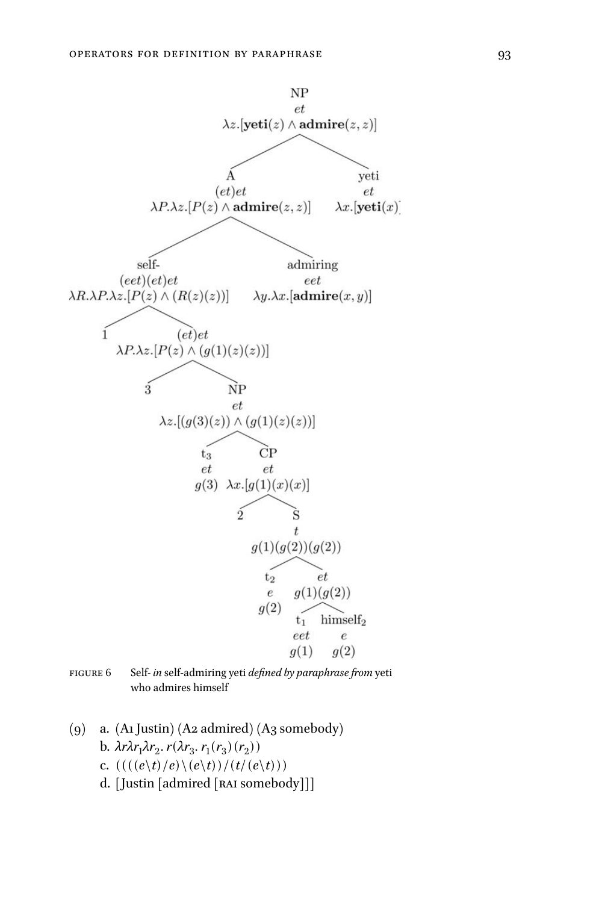```
NP
et
λz.[yeti(z) ∧ admire(z, z)]
├── A
│   (et)et
│   λP.λz.[P(z) ∧ admire(z, z)]
│   ├── self-
│   │   (eet)(et)et
│   │   λR.λP.λz.[P(z) ∧ (R(z)(z))]
│   │   ├── 1
│   │   └── (et)et
│   │       λP.λz.[P(z) ∧ (g(1)(z)(z))]
│   │       ├── 3
│   │       └── NP
│   │           et
│   │           λz.[(g(3)(z)) ∧ (g(1)(z)(z))]
│   │           ├── t3
│   │           │   et
│   │           │   g(3)
│   │           └── CP
│   │               et
│   │               λx.[g(1)(x)(x)]
│   │               ├── 2
│   │               └── S
│   │                   t
│   │                   g(1)(g(2))(g(2))
│   │                   ├── t2
│   │                   │   e
│   │                   │   g(2)
│   │                   └── et
│   │                       g(1)(g(2))
│   │                       ├── t1
│   │                       │   eet
│   │                       │   g(1)
│   │                       └── himself2
│   │                           e
│   │                           g(2)
│   └── admiring
│       eet
│       λy.λx.[admire(x, y)]
└── yeti
    et
    λx.[yeti(x)]
```

FIGURE 6 Self- *in* self-admiring yeti *defined by paraphrase from* yeti who admires himself

(9) a. (A1 Justin) (A2 admired) (A3 somebody)
b. $\lambda r \lambda r_1 \lambda r_2 .\, r(\lambda r_3 .\, r_1(r_3)(r_2))$
c. $(((( e \backslash t)/e) \backslash (e \backslash t))/(t/(e \backslash t)))$
d. [Justin [admired [RAI somebody]]]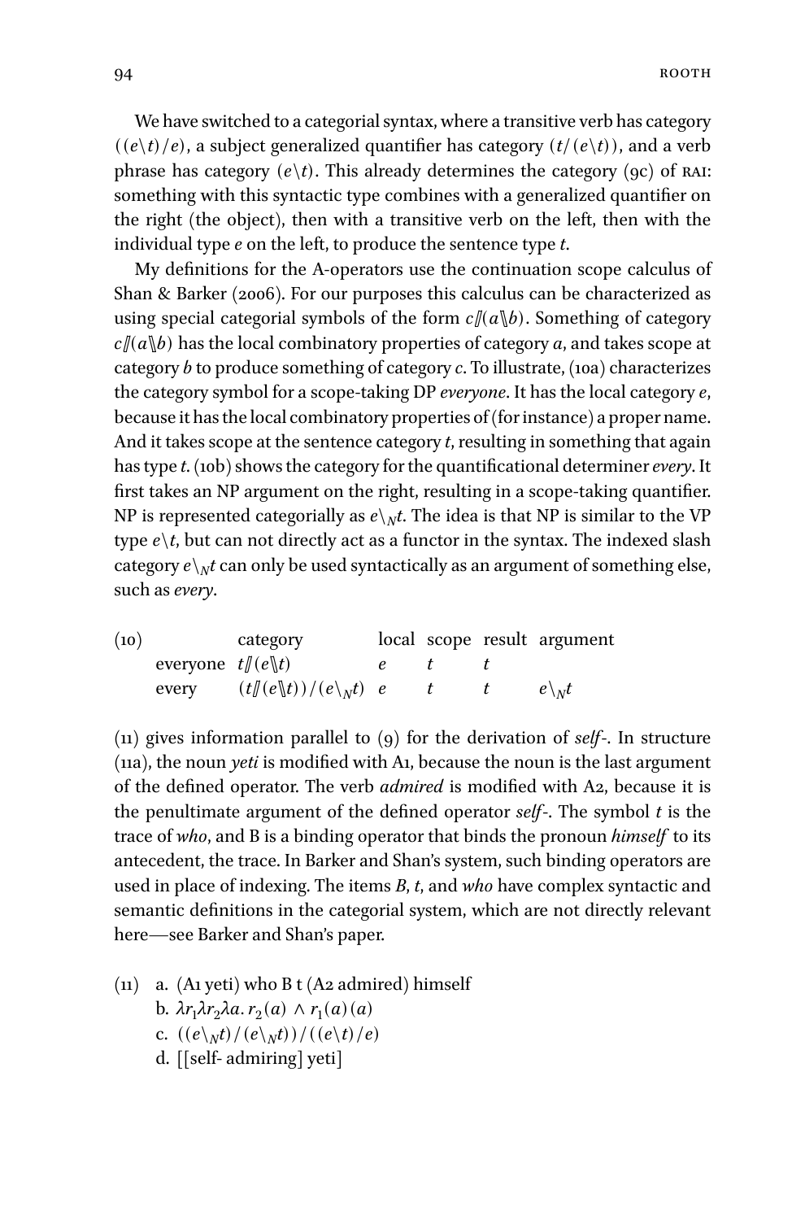We have switched to a categorial syntax, where a transitive verb has category $((e\backslash t)/e)$, a subject generalized quantifier has category $(t/(e\backslash t))$, and a verb phrase has category $(e\backslash t)$. This already determines the category (9c) of RAI: something with this syntactic type combines with a generalized quantifier on the right (the object), then with a transitive verb on the left, then with the individual type *e* on the left, to produce the sentence type *t*.

My definitions for the A-operators use the continuation scope calculus of Shan & Barker (2006). For our purposes this calculus can be characterized as using special categorial symbols of the form $c/\!\!/(a\backslash\!\!\backslash b)$. Something of category $c/\!\!/(a\backslash\!\!\backslash b)$ has the local combinatory properties of category *a*, and takes scope at category *b* to produce something of category *c*. To illustrate, (10a) characterizes the category symbol for a scope-taking DP *everyone*. It has the local category *e*, because it has the local combinatory properties of (for instance) a proper name. And it takes scope at the sentence category *t*, resulting in something that again has type *t*. (10b) shows the category for the quantificational determiner *every*. It first takes an NP argument on the right, resulting in a scope-taking quantifier. NP is represented categorially as $e\backslash_N t$. The idea is that NP is similar to the VP type $e\backslash t$, but can not directly act as a functor in the syntax. The indexed slash category $e\backslash_N t$ can only be used syntactically as an argument of something else, such as *every*.

| (10) | | category | local | scope | result | argument |
|---|---|---|---|---|---|---|
| | everyone | $t/\!\!/(e\backslash\!\!\backslash t)$ | $e$ | $t$ | $t$ | |
| | every | $(t/\!\!/(e\backslash\!\!\backslash t))/(e\backslash_N t)$ | $e$ | $t$ | $t$ | $e\backslash_N t$ |

(11) gives information parallel to (9) for the derivation of *self-*. In structure (11a), the noun *yeti* is modified with A1, because the noun is the last argument of the defined operator. The verb *admired* is modified with A2, because it is the penultimate argument of the defined operator *self-*. The symbol *t* is the trace of *who*, and B is a binding operator that binds the pronoun *himself* to its antecedent, the trace. In Barker and Shan's system, such binding operators are used in place of indexing. The items *B*, *t*, and *who* have complex syntactic and semantic definitions in the categorial system, which are not directly relevant here—see Barker and Shan's paper.

(11) a. (A1 yeti) who B t (A2 admired) himself  
b. $\lambda r_1 \lambda r_2 \lambda a.\, r_2(a) \wedge r_1(a)(a)$  
c. $((e\backslash_N t)/(e\backslash_N t))/((e\backslash t)/e)$  
d. [[self- admiring] yeti]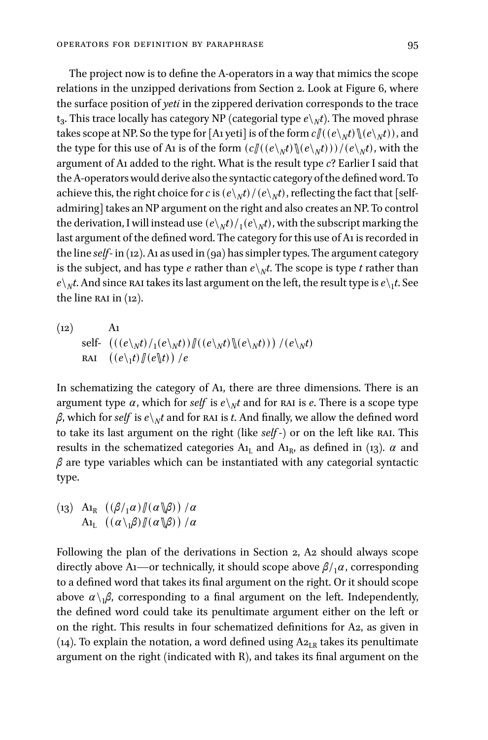The project now is to define the A-operators in a way that mimics the scope relations in the unzipped derivations from Section 2. Look at Figure 6, where the surface position of *yeti* in the zippered derivation corresponds to the trace $t_3$. This trace locally has category NP (categorial type $e\backslash_N t$). The moved phrase takes scope at NP. So the type for [A1 yeti] is of the form $c /\!\!/ ((e\backslash_N t) \backslash\!\!\backslash (e\backslash_N t))$, and the type for this use of A1 is of the form $(c /\!\!/ ((e\backslash_N t) \backslash\!\!\backslash (e\backslash_N t)))/(e\backslash_N t)$, with the argument of A1 added to the right. What is the result type $c$? Earlier I said that the A-operators would derive also the syntactic category of the defined word. To achieve this, the right choice for $c$ is $(e\backslash_N t)/(e\backslash_N t)$, reflecting the fact that [self-admiring] takes an NP argument on the right and also creates an NP. To control the derivation, I will instead use $(e\backslash_N t)/_1(e\backslash_N t)$, with the subscript marking the last argument of the defined word. The category for this use of A1 is recorded in the line *self-* in (12). A1 as used in (9a) has simpler types. The argument category is the subject, and has type $e$ rather than $e\backslash_N t$. The scope is type $t$ rather than $e\backslash_N t$. And since RAI takes its last argument on the left, the result type is $e\backslash_1 t$. See the line RAI in (12).

(12) A1

self- $(((e\backslash_N t)/_1(e\backslash_N t)) /\!\!/ ((e\backslash_N t) \backslash\!\!\backslash (e\backslash_N t)))\ /(e\backslash_N t)$

RAI $((e\backslash_1 t) /\!\!/ (e \backslash\!\!\backslash t))\ /e$

In schematizing the category of A1, there are three dimensions. There is an argument type $\alpha$, which for *self* is $e\backslash_N t$ and for RAI is $e$. There is a scope type $\beta$, which for *self* is $e\backslash_N t$ and for RAI is $t$. And finally, we allow the defined word to take its last argument on the right (like *self-*) or on the left like RAI. This results in the schematized categories $\text{A1}_\text{L}$ and $\text{A1}_\text{R}$, as defined in (13). $\alpha$ and $\beta$ are type variables which can be instantiated with any categorial syntactic type.

(13) $\text{A1}_\text{R}$ $((\beta/_1\alpha) /\!\!/ (\alpha \backslash\!\!\backslash \beta))\ /\alpha$

$\text{A1}_\text{L}$ $((\alpha\backslash_1\beta) /\!\!/ (\alpha \backslash\!\!\backslash \beta))\ /\alpha$

Following the plan of the derivations in Section 2, A2 should always scope directly above A1—or technically, it should scope above $\beta/_1\alpha$, corresponding to a defined word that takes its final argument on the right. Or it should scope above $\alpha\backslash_1\beta$, corresponding to a final argument on the left. Independently, the defined word could take its penultimate argument either on the left or on the right. This results in four schematized definitions for A2, as given in (14). To explain the notation, a word defined using $\text{A2}_\text{LR}$ takes its penultimate argument on the right (indicated with R), and takes its final argument on the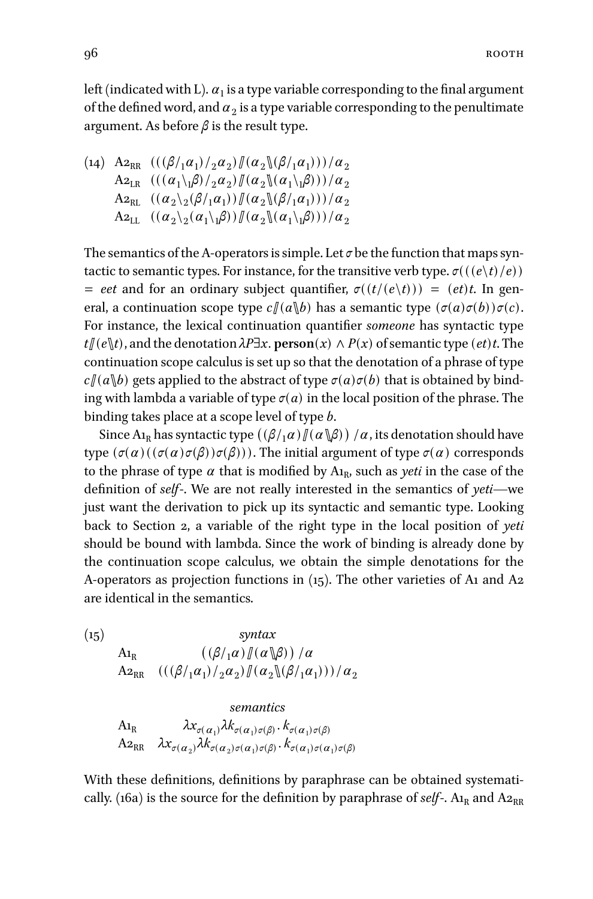left (indicated with L). $\alpha_1$ is a type variable corresponding to the final argument of the defined word, and $\alpha_2$ is a type variable corresponding to the penultimate argument. As before $\beta$ is the result type.

(14)
$$\begin{array}{ll}
\text{A2}_{\text{RR}} & (((\beta/_1\alpha_1)/_2\alpha_2)\,/\!\!/\,(\alpha_2\,\backslash\!\!\backslash(\beta/_1\alpha_1)))/\alpha_2 \\
\text{A2}_{\text{LR}} & (((\alpha_1\backslash_1\beta)/_2\alpha_2)\,/\!\!/\,(\alpha_2\,\backslash\!\!\backslash(\alpha_1\backslash_1\beta)))/\alpha_2 \\
\text{A2}_{\text{RL}} & ((\alpha_2\backslash_2(\beta/_1\alpha_1))\,/\!\!/\,(\alpha_2\,\backslash\!\!\backslash(\beta/_1\alpha_1)))/\alpha_2 \\
\text{A2}_{\text{LL}} & ((\alpha_2\backslash_2(\alpha_1\backslash_1\beta))\,/\!\!/\,(\alpha_2\,\backslash\!\!\backslash(\alpha_1\backslash_1\beta)))/\alpha_2
\end{array}$$

The semantics of the A-operators is simple. Let $\sigma$ be the function that maps syntactic to semantic types. For instance, for the transitive verb type. $\sigma(((e\backslash t)/e)) = eet$ and for an ordinary subject quantifier, $\sigma((t/(e\backslash t))) = (et)t$. In general, a continuation scope type $c\,/\!\!/\,(a\,\backslash\!\!\backslash b)$ has a semantic type $(\sigma(a)\sigma(b))\sigma(c)$. For instance, the lexical continuation quantifier *someone* has syntactic type $t\,/\!\!/\,(e\,\backslash\!\!\backslash t)$, and the denotation $\lambda P\exists x.\,\mathbf{person}(x) \wedge P(x)$ of semantic type $(et)t$. The continuation scope calculus is set up so that the denotation of a phrase of type $c\,/\!\!/\,(a\,\backslash\!\!\backslash b)$ gets applied to the abstract of type $\sigma(a)\sigma(b)$ that is obtained by binding with lambda a variable of type $\sigma(a)$ in the local position of the phrase. The binding takes place at a scope level of type $b$.

Since $\text{A1}_{\text{R}}$ has syntactic type $((\beta/_1\alpha)\,/\!\!/\,(\alpha\,\backslash\!\!\backslash\beta))\,/\alpha$, its denotation should have type $(\sigma(\alpha)((\sigma(\alpha)\sigma(\beta))\sigma(\beta)))$. The initial argument of type $\sigma(\alpha)$ corresponds to the phrase of type $\alpha$ that is modified by $\text{A1}_{\text{R}}$, such as *yeti* in the case of the definition of *self-*. We are not really interested in the semantics of *yeti*—we just want the derivation to pick up its syntactic and semantic type. Looking back to Section 2, a variable of the right type in the local position of *yeti* should be bound with lambda. Since the work of binding is already done by the continuation scope calculus, we obtain the simple denotations for the A-operators as projection functions in (15). The other varieties of A1 and A2 are identical in the semantics.

(15)

| | *syntax* |
|---|---|
| $\text{A1}_{\text{R}}$ | $((\beta/_1\alpha)\,/\!\!/\,(\alpha\,\backslash\!\!\backslash\beta))\,/\alpha$ |
| $\text{A2}_{\text{RR}}$ | $(((\beta/_1\alpha_1)/_2\alpha_2)\,/\!\!/\,(\alpha_2\,\backslash\!\!\backslash(\beta/_1\alpha_1)))/\alpha_2$ |

| | *semantics* |
|---|---|
| $\text{A1}_{\text{R}}$ | $\lambda x_{\sigma(\alpha_1)}\lambda k_{\sigma(\alpha_1)\sigma(\beta)}.\,k_{\sigma(\alpha_1)\sigma(\beta)}$ |
| $\text{A2}_{\text{RR}}$ | $\lambda x_{\sigma(\alpha_2)}\lambda k_{\sigma(\alpha_2)\sigma(\alpha_1)\sigma(\beta)}.\,k_{\sigma(\alpha_1)\sigma(\alpha_1)\sigma(\beta)}$ |

With these definitions, definitions by paraphrase can be obtained systematically. (16a) is the source for the definition by paraphrase of *self-*. $\text{A1}_{\text{R}}$ and $\text{A2}_{\text{RR}}$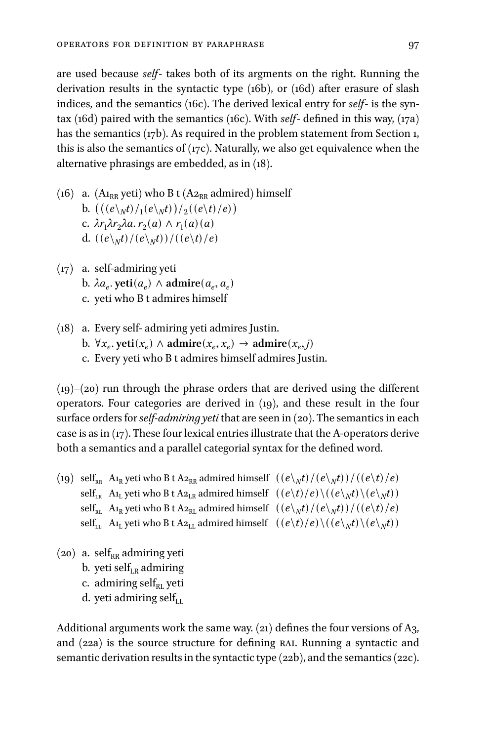are used because *self-* takes both of its argments on the right. Running the derivation results in the syntactic type (16b), or (16d) after erasure of slash indices, and the semantics (16c). The derived lexical entry for *self-* is the syntax (16d) paired with the semantics (16c). With *self-* defined in this way, (17a) has the semantics (17b). As required in the problem statement from Section 1, this is also the semantics of (17c). Naturally, we also get equivalence when the alternative phrasings are embedded, as in (18).

(16) a. ($A1_{RR}$ yeti) who B t ($A2_{RR}$ admired) himself
  b. $(((e\backslash_N t)/_1(e\backslash_N t))/_2((e\backslash t)/e))$
  c. $\lambda r_1 \lambda r_2 \lambda a.\, r_2(a) \wedge r_1(a)(a)$
  d. $((e\backslash_N t)/(e\backslash_N t))/((e\backslash t)/e)$

(17) a. self-admiring yeti
  b. $\lambda a_e.\, \mathbf{yeti}(a_e) \wedge \mathbf{admire}(a_e, a_e)$
  c. yeti who B t admires himself

(18) a. Every self- admiring yeti admires Justin.
  b. $\forall x_e.\, \mathbf{yeti}(x_e) \wedge \mathbf{admire}(x_e, x_e) \rightarrow \mathbf{admire}(x_e, j)$
  c. Every yeti who B t admires himself admires Justin.

(19)–(20) run through the phrase orders that are derived using the different operators. Four categories are derived in (19), and these result in the four surface orders for *self-admiring yeti* that are seen in (20). The semantics in each case is as in (17). These four lexical entries illustrate that the A-operators derive both a semantics and a parallel categorial syntax for the defined word.

(19) $\text{self}_{RR}$ $A1_R$ yeti who B t $A2_{RR}$ admired himself $((e\backslash_N t)/(e\backslash_N t))/((e\backslash t)/e)$
  $\text{self}_{LR}$ $A1_L$ yeti who B t $A2_{LR}$ admired himself $((e\backslash t)/e)\backslash((e\backslash_N t)\backslash(e\backslash_N t))$
  $\text{self}_{RL}$ $A1_R$ yeti who B t $A2_{RL}$ admired himself $((e\backslash_N t)/(e\backslash_N t))/((e\backslash t)/e)$
  $\text{self}_{LL}$ $A1_L$ yeti who B t $A2_{LL}$ admired himself $((e\backslash t)/e)\backslash((e\backslash_N t)\backslash(e\backslash_N t))$

(20) a. $\text{self}_{RR}$ admiring yeti
  b. yeti $\text{self}_{LR}$ admiring
  c. admiring $\text{self}_{RL}$ yeti
  d. yeti admiring $\text{self}_{LL}$

Additional arguments work the same way. (21) defines the four versions of A3, and (22a) is the source structure for defining RAI. Running a syntactic and semantic derivation results in the syntactic type (22b), and the semantics (22c).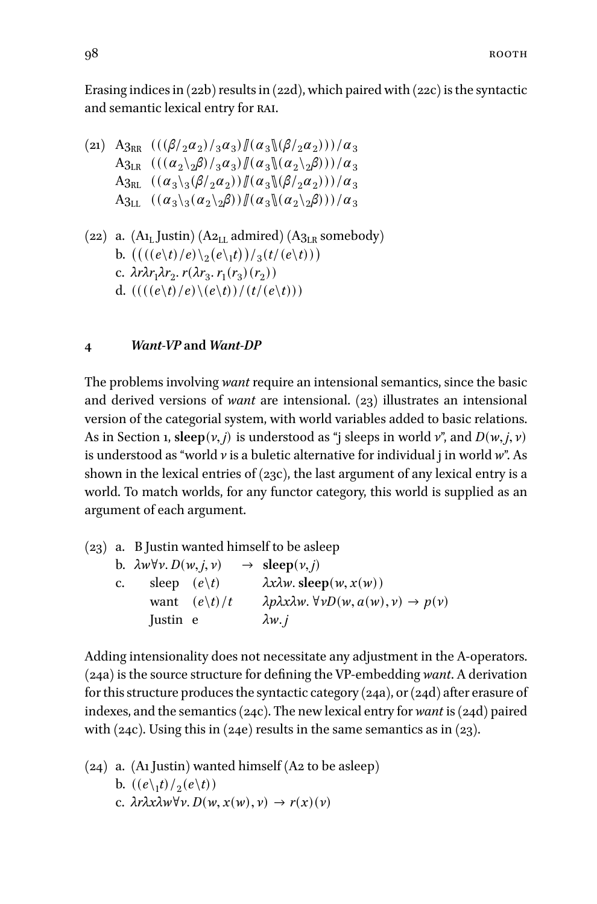Erasing indices in (22b) results in (22d), which paired with (22c) is the syntactic and semantic lexical entry for RAI.

(21) $\mathrm{A3}_{\mathrm{RR}}$ $(((\beta/_2\alpha_2)/_3\alpha_3)/\!\!/(\alpha_3\backslash\!\!\backslash(\beta/_2\alpha_2)))/\alpha_3$
$\mathrm{A3}_{\mathrm{LR}}$ $(((\alpha_2\backslash_2\beta)/_3\alpha_3)/\!\!/(\alpha_3\backslash\!\!\backslash(\alpha_2\backslash_2\beta)))/\alpha_3$
$\mathrm{A3}_{\mathrm{RL}}$ $((\alpha_3\backslash_3(\beta/_2\alpha_2))/\!\!/(\alpha_3\backslash\!\!\backslash(\beta/_2\alpha_2)))/\alpha_3$
$\mathrm{A3}_{\mathrm{LL}}$ $((\alpha_3\backslash_3(\alpha_2\backslash_2\beta))/\!\!/(\alpha_3\backslash\!\!\backslash(\alpha_2\backslash_2\beta)))/\alpha_3$

(22) a. ($\mathrm{A1}_{\mathrm{L}}$ Justin) ($\mathrm{A2}_{\mathrm{LL}}$ admired) ($\mathrm{A3}_{\mathrm{LR}}$ somebody)
b. $((((e\backslash t)/e)\backslash_2(e\backslash_1 t))/_3(t/(e\backslash t)))$
c. $\lambda r\lambda r_1\lambda r_2.\, r(\lambda r_3.\, r_1(r_3)(r_2))$
d. $((((e\backslash t)/e)\backslash(e\backslash t))/(t/(e\backslash t)))$

## 4 *Want-VP* and *Want-DP*

The problems involving *want* require an intensional semantics, since the basic and derived versions of *want* are intensional. (23) illustrates an intensional version of the categorial system, with world variables added to basic relations. As in Section 1, $\mathbf{sleep}(v, j)$ is understood as "j sleeps in world $v$", and $D(w, j, v)$ is understood as "world $v$ is a buletic alternative for individual j in world $w$". As shown in the lexical entries of (23c), the last argument of any lexical entry is a world. To match worlds, for any functor category, this world is supplied as an argument of each argument.

(23) a. B Justin wanted himself to be asleep
b. $\lambda w\forall v.\, D(w, j, v) \quad \rightarrow \quad \mathbf{sleep}(v, j)$
c.

| | | |
|---|---|---|
| sleep | $(e\backslash t)$ | $\lambda x\lambda w.\, \mathbf{sleep}(w, x(w))$ |
| want | $(e\backslash t)/t$ | $\lambda p\lambda x\lambda w.\, \forall v D(w, a(w), v) \rightarrow p(v)$ |
| Justin | e | $\lambda w.\, j$ |

Adding intensionality does not necessitate any adjustment in the A-operators. (24a) is the source structure for defining the VP-embedding *want*. A derivation for this structure produces the syntactic category (24a), or (24d) after erasure of indexes, and the semantics (24c). The new lexical entry for *want* is (24d) paired with (24c). Using this in (24e) results in the same semantics as in (23).

(24) a. (A1 Justin) wanted himself (A2 to be asleep)
b. $((e\backslash_1 t)/_2(e\backslash t))$
c. $\lambda r\lambda x\lambda w\forall v.\, D(w, x(w), v) \rightarrow r(x)(v)$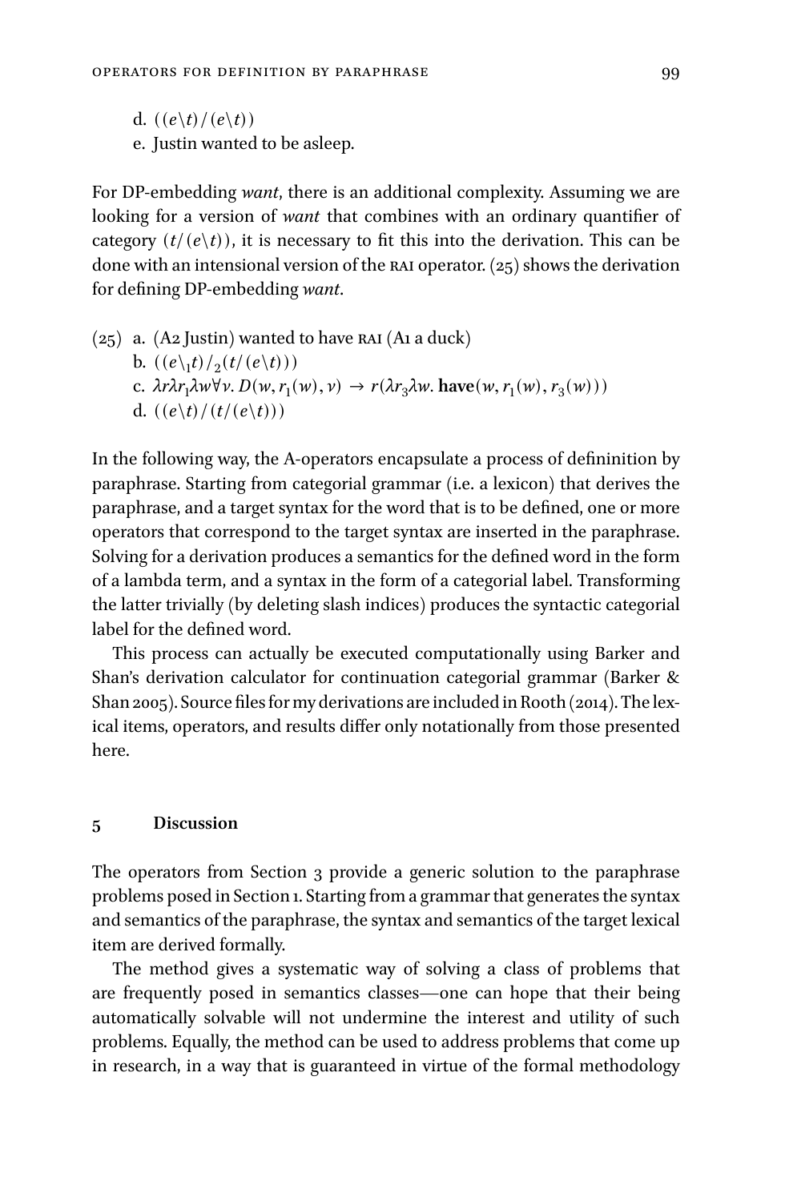d. $((e\backslash t)/(e\backslash t))$

e. Justin wanted to be asleep.

For DP-embedding *want*, there is an additional complexity. Assuming we are looking for a version of *want* that combines with an ordinary quantifier of category $(t/(e\backslash t))$, it is necessary to fit this into the derivation. This can be done with an intensional version of the RAI operator. (25) shows the derivation for defining DP-embedding *want*.

(25) a. (A2 Justin) wanted to have RAI (A1 a duck)

b. $((e\backslash_1 t)/_2(t/(e\backslash t)))$

c. $\lambda r \lambda r_1 \lambda w \forall v.\, D(w, r_1(w), v) \rightarrow r(\lambda r_3 \lambda w.\, \mathbf{have}(w, r_1(w), r_3(w)))$

d. $((e\backslash t)/(t/(e\backslash t)))$

In the following way, the A-operators encapsulate a process of defininition by paraphrase. Starting from categorial grammar (i.e. a lexicon) that derives the paraphrase, and a target syntax for the word that is to be defined, one or more operators that correspond to the target syntax are inserted in the paraphrase. Solving for a derivation produces a semantics for the defined word in the form of a lambda term, and a syntax in the form of a categorial label. Transforming the latter trivially (by deleting slash indices) produces the syntactic categorial label for the defined word.

This process can actually be executed computationally using Barker and Shan's derivation calculator for continuation categorial grammar (Barker & Shan 2005). Source files for my derivations are included in Rooth (2014). The lexical items, operators, and results differ only notationally from those presented here.

## 5 Discussion

The operators from Section 3 provide a generic solution to the paraphrase problems posed in Section 1. Starting from a grammar that generates the syntax and semantics of the paraphrase, the syntax and semantics of the target lexical item are derived formally.

The method gives a systematic way of solving a class of problems that are frequently posed in semantics classes—one can hope that their being automatically solvable will not undermine the interest and utility of such problems. Equally, the method can be used to address problems that come up in research, in a way that is guaranteed in virtue of the formal methodology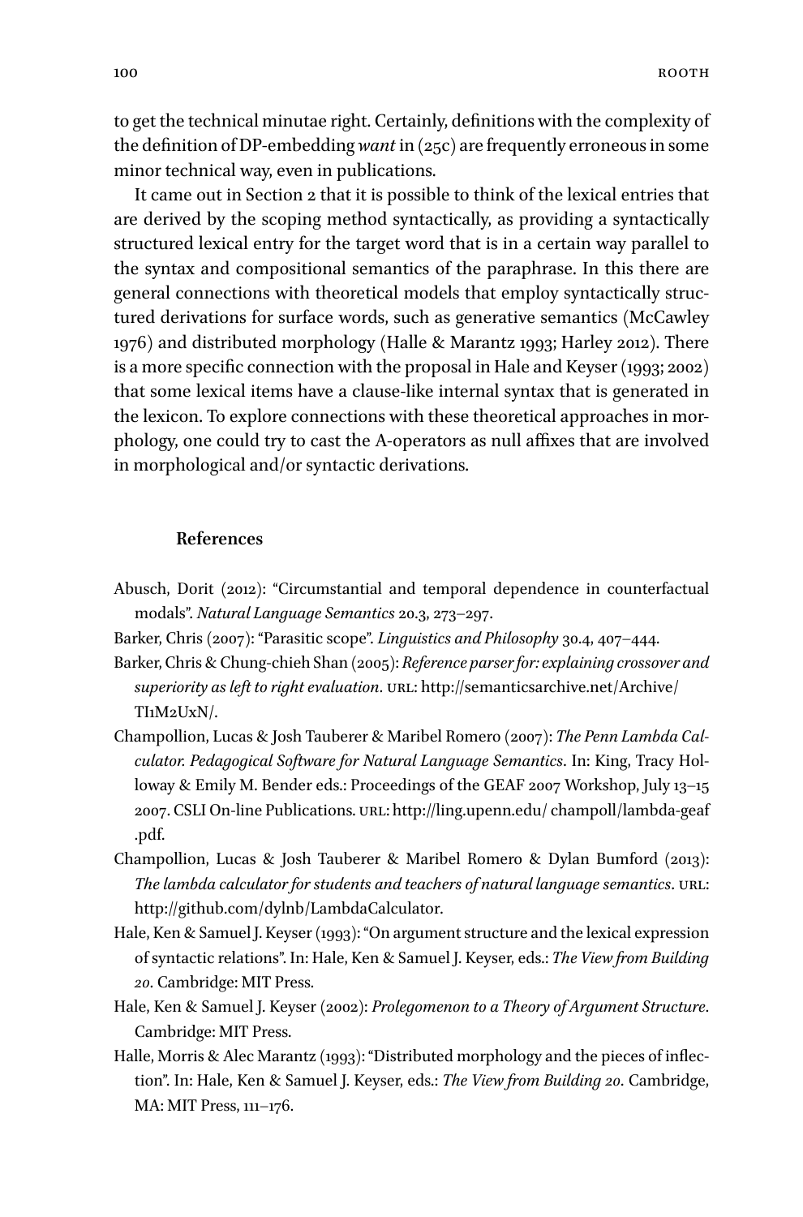to get the technical minutae right. Certainly, definitions with the complexity of the definition of DP-embedding *want* in (25c) are frequently erroneous in some minor technical way, even in publications.

It came out in Section 2 that it is possible to think of the lexical entries that are derived by the scoping method syntactically, as providing a syntactically structured lexical entry for the target word that is in a certain way parallel to the syntax and compositional semantics of the paraphrase. In this there are general connections with theoretical models that employ syntactically structured derivations for surface words, such as generative semantics (McCawley 1976) and distributed morphology (Halle & Marantz 1993; Harley 2012). There is a more specific connection with the proposal in Hale and Keyser (1993; 2002) that some lexical items have a clause-like internal syntax that is generated in the lexicon. To explore connections with these theoretical approaches in morphology, one could try to cast the A-operators as null affixes that are involved in morphological and/or syntactic derivations.

## References

Abusch, Dorit (2012): "Circumstantial and temporal dependence in counterfactual modals". *Natural Language Semantics* 20.3, 273–297.

Barker, Chris (2007): "Parasitic scope". *Linguistics and Philosophy* 30.4, 407–444.

Barker, Chris & Chung-chieh Shan (2005): *Reference parser for: explaining crossover and superiority as left to right evaluation*. URL: http://semanticsarchive.net/Archive/TI1M2UxN/.

Champollion, Lucas & Josh Tauberer & Maribel Romero (2007): *The Penn Lambda Calculator. Pedagogical Software for Natural Language Semantics*. In: King, Tracy Holloway & Emily M. Bender eds.: Proceedings of the GEAF 2007 Workshop, July 13–15 2007. CSLI On-line Publications. URL: http://ling.upenn.edu/ champoll/lambda-geaf.pdf.

Champollion, Lucas & Josh Tauberer & Maribel Romero & Dylan Bumford (2013): *The lambda calculator for students and teachers of natural language semantics*. URL: http://github.com/dylnb/LambdaCalculator.

Hale, Ken & Samuel J. Keyser (1993): "On argument structure and the lexical expression of syntactic relations". In: Hale, Ken & Samuel J. Keyser, eds.: *The View from Building 20*. Cambridge: MIT Press.

Hale, Ken & Samuel J. Keyser (2002): *Prolegomenon to a Theory of Argument Structure*. Cambridge: MIT Press.

Halle, Morris & Alec Marantz (1993): "Distributed morphology and the pieces of inflection". In: Hale, Ken & Samuel J. Keyser, eds.: *The View from Building 20*. Cambridge, MA: MIT Press, 111–176.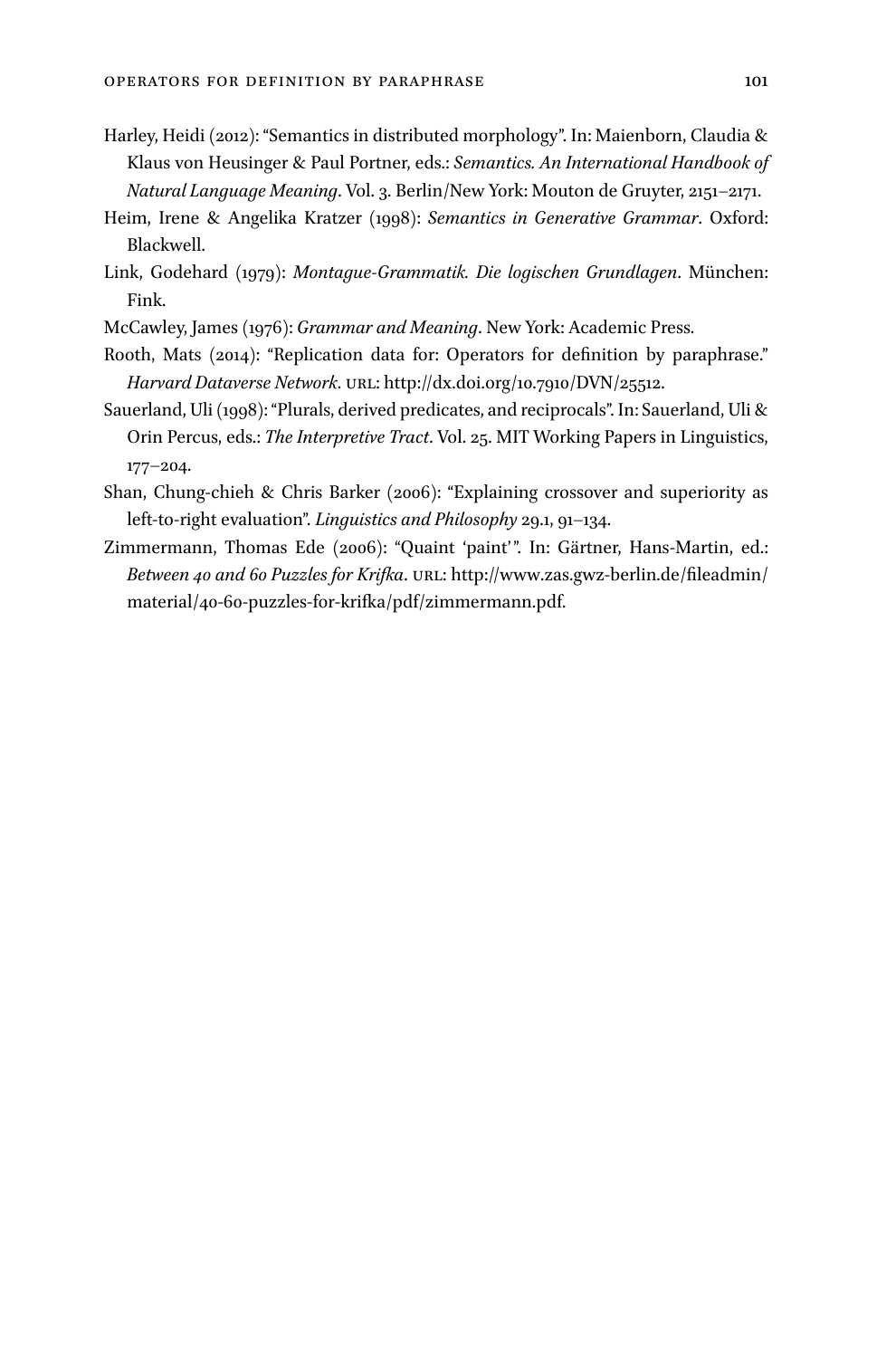Harley, Heidi (2012): "Semantics in distributed morphology". In: Maienborn, Claudia & Klaus von Heusinger & Paul Portner, eds.: *Semantics. An International Handbook of Natural Language Meaning*. Vol. 3. Berlin/New York: Mouton de Gruyter, 2151–2171.

Heim, Irene & Angelika Kratzer (1998): *Semantics in Generative Grammar*. Oxford: Blackwell.

Link, Godehard (1979): *Montague-Grammatik. Die logischen Grundlagen*. München: Fink.

McCawley, James (1976): *Grammar and Meaning*. New York: Academic Press.

Rooth, Mats (2014): "Replication data for: Operators for definition by paraphrase." *Harvard Dataverse Network*. URL: http://dx.doi.org/10.7910/DVN/25512.

Sauerland, Uli (1998): "Plurals, derived predicates, and reciprocals". In: Sauerland, Uli & Orin Percus, eds.: *The Interpretive Tract*. Vol. 25. MIT Working Papers in Linguistics, 177–204.

Shan, Chung-chieh & Chris Barker (2006): "Explaining crossover and superiority as left-to-right evaluation". *Linguistics and Philosophy* 29.1, 91–134.

Zimmermann, Thomas Ede (2006): "Quaint 'paint'". In: Gärtner, Hans-Martin, ed.: *Between 40 and 60 Puzzles for Krifka*. URL: http://www.zas.gwz-berlin.de/fileadmin/material/40-60-puzzles-for-krifka/pdf/zimmermann.pdf.